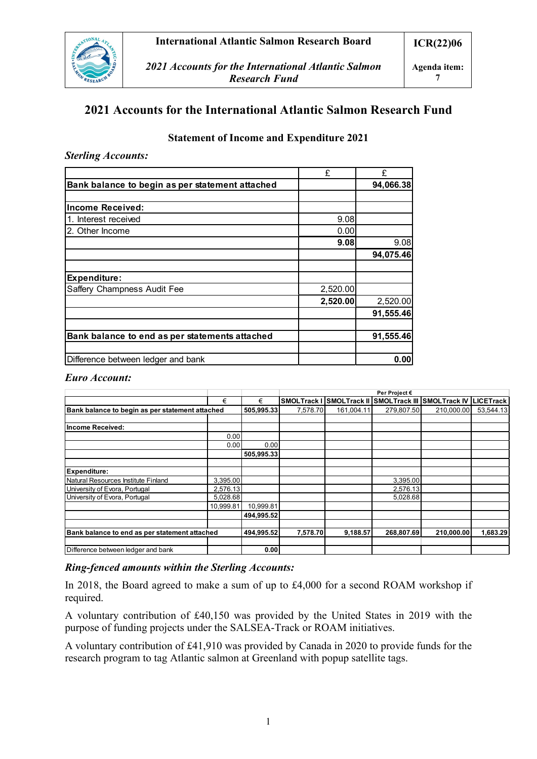| International Atlantic Salmon Research Board | ICR(22)06 |
| --- | --- |
| *2021 Accounts for the International Atlantic Salmon Research Fund* | Agenda item: 7 |

# 2021 Accounts for the International Atlantic Salmon Research Fund

### Statement of Income and Expenditure 2021

***Sterling Accounts:***

| | £ | £ |
| --- | --- | --- |
| **Bank balance to begin as per statement attached** | | **94,066.38** |
| | | |
| **Income Received:** | | |
| 1. Interest received | 9.08 | |
| 2. Other Income | 0.00 | |
| | **9.08** | 9.08 |
| | | **94,075.46** |
| | | |
| **Expenditure:** | | |
| Saffery Champness Audit Fee | 2,520.00 | |
| | **2,520.00** | 2,520.00 |
| | | **91,555.46** |
| | | |
| **Bank balance to end as per statements attached** | | **91,555.46** |
| | | |
| Difference between ledger and bank | | **0.00** |

***Euro Account:***

| | | | Per Project € | | | | |
| --- | --- | --- | --- | --- | --- | --- | --- |
| | € | € | SMOLTrack I | SMOLTrack II | SMOLTrack III | SMOLTrack IV | LICETrack |
| **Bank balance to begin as per statement attached** | | **505,995.33** | 7,578.70 | 161,004.11 | 279,807.50 | 210,000.00 | 53,544.13 |
| | | | | | | | |
| **Income Received:** | | | | | | | |
| | 0.00 | | | | | | |
| | 0.00 | 0.00 | | | | | |
| | | **505,995.33** | | | | | |
| | | | | | | | |
| **Expenditure:** | | | | | | | |
| Natural Resources Institute Finland | 3,395.00 | | | | 3,395.00 | | |
| University of Evora, Portugal | 2,576.13 | | | | 2,576.13 | | |
| University of Evora, Portugal | 5,028.68 | | | | 5,028.68 | | |
| | 10,999.81 | 10,999.81 | | | | | |
| | | **494,995.52** | | | | | |
| | | | | | | | |
| **Bank balance to end as per statement attached** | | **494,995.52** | **7,578.70** | **9,188.57** | **268,807.69** | **210,000.00** | **1,683.29** |
| | | | | | | | |
| Difference between ledger and bank | | **0.00** | | | | | |

***Ring-fenced amounts within the Sterling Accounts:***

In 2018, the Board agreed to make a sum of up to £4,000 for a second ROAM workshop if required.

A voluntary contribution of £40,150 was provided by the United States in 2019 with the purpose of funding projects under the SALSEA-Track or ROAM initiatives.

A voluntary contribution of £41,910 was provided by Canada in 2020 to provide funds for the research program to tag Atlantic salmon at Greenland with popup satellite tags.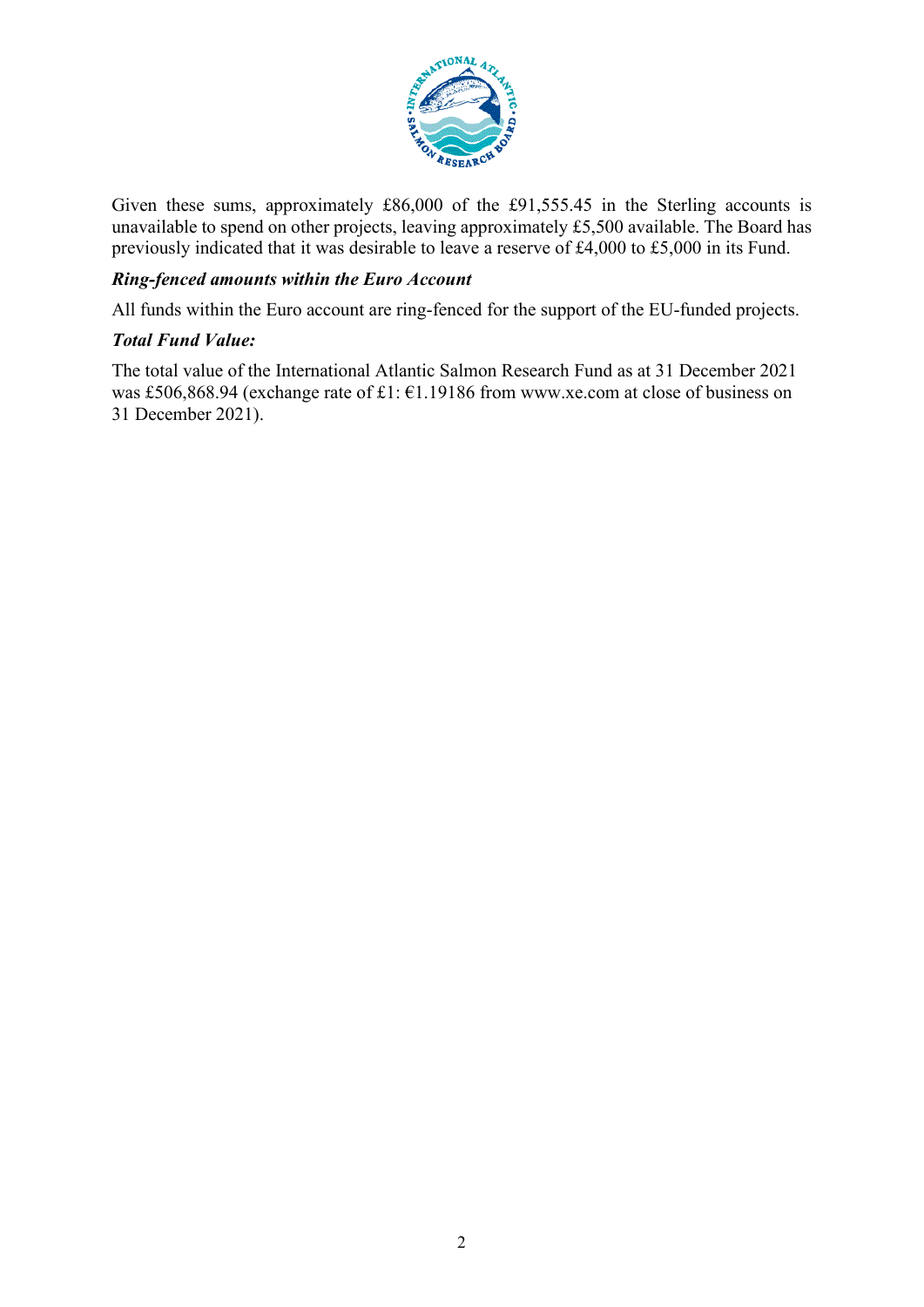Given these sums, approximately £86,000 of the £91,555.45 in the Sterling accounts is unavailable to spend on other projects, leaving approximately £5,500 available. The Board has previously indicated that it was desirable to leave a reserve of £4,000 to £5,000 in its Fund.

***Ring-fenced amounts within the Euro Account***

All funds within the Euro account are ring-fenced for the support of the EU-funded projects.

***Total Fund Value:***

The total value of the International Atlantic Salmon Research Fund as at 31 December 2021 was £506,868.94 (exchange rate of £1: €1.19186 from www.xe.com at close of business on 31 December 2021).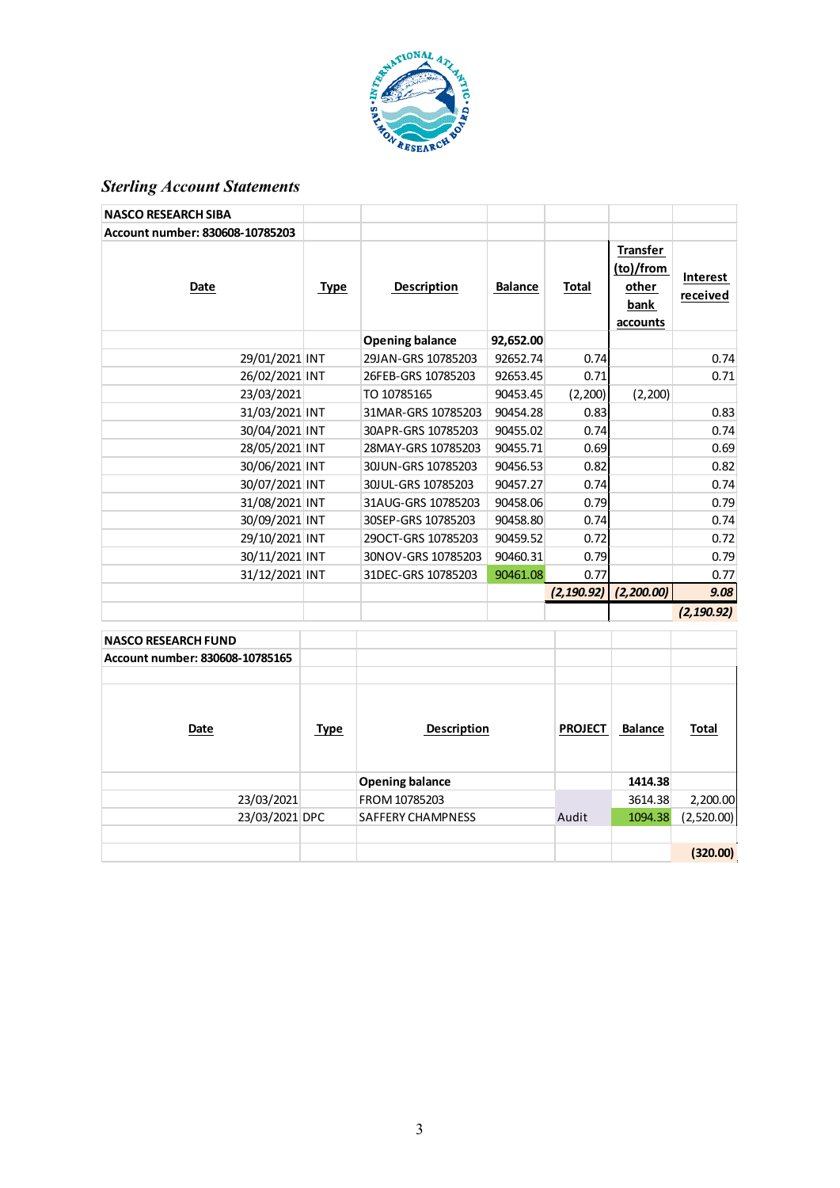*Sterling Account Statements*

| NASCO RESEARCH SIBA | | | | | | |
|---|---|---|---|---|---|---|
| **Account number: 830608-10785203** | | | | | | |
| **Date** | **Type** | **Description** | **Balance** | **Total** | **Transfer (to)/from other bank accounts** | **Interest received** |
| | | **Opening balance** | **92,652.00** | | | |
| 29/01/2021 | INT | 29JAN-GRS 10785203 | 92652.74 | 0.74 | | 0.74 |
| 26/02/2021 | INT | 26FEB-GRS 10785203 | 92653.45 | 0.71 | | 0.71 |
| 23/03/2021 | | TO 10785165 | 90453.45 | (2,200) | (2,200) | |
| 31/03/2021 | INT | 31MAR-GRS 10785203 | 90454.28 | 0.83 | | 0.83 |
| 30/04/2021 | INT | 30APR-GRS 10785203 | 90455.02 | 0.74 | | 0.74 |
| 28/05/2021 | INT | 28MAY-GRS 10785203 | 90455.71 | 0.69 | | 0.69 |
| 30/06/2021 | INT | 30JUN-GRS 10785203 | 90456.53 | 0.82 | | 0.82 |
| 30/07/2021 | INT | 30JUL-GRS 10785203 | 90457.27 | 0.74 | | 0.74 |
| 31/08/2021 | INT | 31AUG-GRS 10785203 | 90458.06 | 0.79 | | 0.79 |
| 30/09/2021 | INT | 30SEP-GRS 10785203 | 90458.80 | 0.74 | | 0.74 |
| 29/10/2021 | INT | 29OCT-GRS 10785203 | 90459.52 | 0.72 | | 0.72 |
| 30/11/2021 | INT | 30NOV-GRS 10785203 | 90460.31 | 0.79 | | 0.79 |
| 31/12/2021 | INT | 31DEC-GRS 10785203 | 90461.08 | 0.77 | | 0.77 |
| | | | | ***(2,190.92)*** | ***(2,200.00)*** | ***9.08*** |
| | | | | | | ***(2,190.92)*** |

| NASCO RESEARCH FUND | | | | | |
|---|---|---|---|---|---|
| **Account number: 830608-10785165** | | | | | |
| **Date** | **Type** | **Description** | **PROJECT** | **Balance** | **Total** |
| | | **Opening balance** | | **1414.38** | |
| 23/03/2021 | | FROM 10785203 | | 3614.38 | 2,200.00 |
| 23/03/2021 | DPC | SAFFERY CHAMPNESS | Audit | 1094.38 | (2,520.00) |
| | | | | | |
| | | | | | **(320.00)** |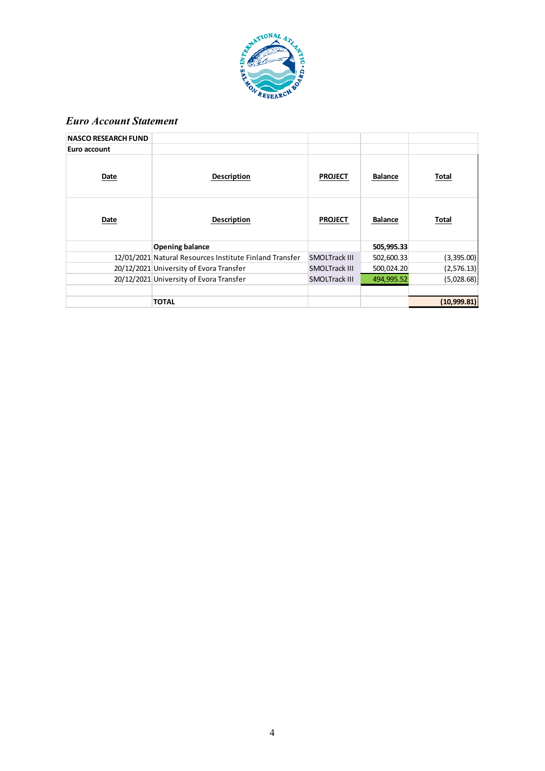*Euro Account Statement*

| NASCO RESEARCH FUND | | | | |
|---|---|---|---|---|
| **Euro account** | | | | |
| **Date** | **Description** | **PROJECT** | **Balance** | **Total** |
| **Date** | **Description** | **PROJECT** | **Balance** | **Total** |
| | **Opening balance** | | **505,995.33** | |
| 12/01/2021 | Natural Resources Institute Finland Transfer | SMOLTrack III | 502,600.33 | (3,395.00) |
| 20/12/2021 | University of Evora Transfer | SMOLTrack III | 500,024.20 | (2,576.13) |
| 20/12/2021 | University of Evora Transfer | SMOLTrack III | 494,995.52 | (5,028.68) |
| | | | | |
| | **TOTAL** | | | **(10,999.81)** |